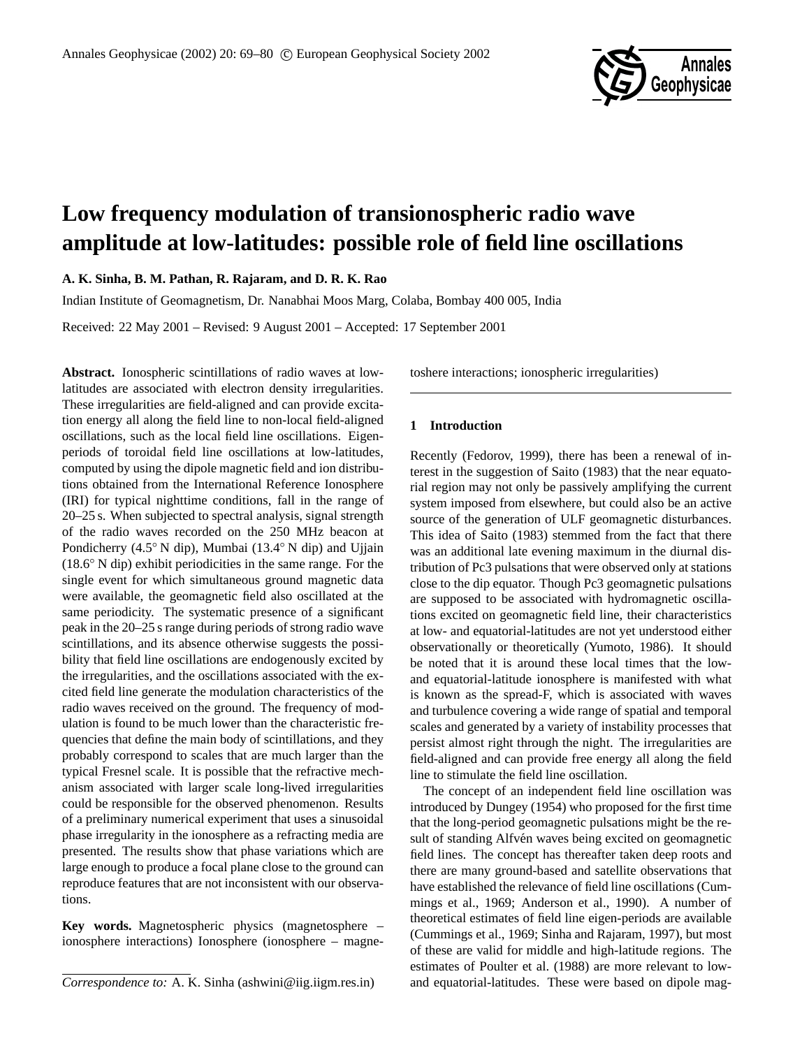# Low frequency modulation of transionospheric radio wave amplitude at low-latitudes: possible role of field line oscillations

**A. K. Sinha, B. M. Pathan, R. Rajaram, and D. R. K. Rao**

Indian Institute of Geomagnetism, Dr. Nanabhai Moos Marg, Colaba, Bombay 400 005, India

Received: 22 May 2001 – Revised: 9 August 2001 – Accepted: 17 September 2001

**Abstract.** Ionospheric scintillations of radio waves at low-latitudes are associated with electron density irregularities. These irregularities are field-aligned and can provide excitation energy all along the field line to non-local field-aligned oscillations, such as the local field line oscillations. Eigenperiods of toroidal field line oscillations at low-latitudes, computed by using the dipole magnetic field and ion distributions obtained from the International Reference Ionosphere (IRI) for typical nighttime conditions, fall in the range of 20–25 s. When subjected to spectral analysis, signal strength of the radio waves recorded on the 250 MHz beacon at Pondicherry (4.5° N dip), Mumbai (13.4° N dip) and Ujjain (18.6° N dip) exhibit periodicities in the same range. For the single event for which simultaneous ground magnetic data were available, the geomagnetic field also oscillated at the same periodicity. The systematic presence of a significant peak in the 20–25 s range during periods of strong radio wave scintillations, and its absence otherwise suggests the possibility that field line oscillations are endogenously excited by the irregularities, and the oscillations associated with the excited field line generate the modulation characteristics of the radio waves received on the ground. The frequency of modulation is found to be much lower than the characteristic frequencies that define the main body of scintillations, and they probably correspond to scales that are much larger than the typical Fresnel scale. It is possible that the refractive mechanism associated with larger scale long-lived irregularities could be responsible for the observed phenomenon. Results of a preliminary numerical experiment that uses a sinusoidal phase irregularity in the ionosphere as a refracting media are presented. The results show that phase variations which are large enough to produce a focal plane close to the ground can reproduce features that are not inconsistent with our observations.

**Key words.** Magnetospheric physics (magnetosphere – ionosphere interactions) Ionosphere (ionosphere – magnetoshere interactions; ionospheric irregularities)

*Correspondence to:* A. K. Sinha (ashwini@iig.iigm.res.in)

## 1 Introduction

Recently (Fedorov, 1999), there has been a renewal of interest in the suggestion of Saito (1983) that the near equatorial region may not only be passively amplifying the current system imposed from elsewhere, but could also be an active source of the generation of ULF geomagnetic disturbances. This idea of Saito (1983) stemmed from the fact that there was an additional late evening maximum in the diurnal distribution of Pc3 pulsations that were observed only at stations close to the dip equator. Though Pc3 geomagnetic pulsations are supposed to be associated with hydromagnetic oscillations excited on geomagnetic field line, their characteristics at low- and equatorial-latitudes are not yet understood either observationally or theoretically (Yumoto, 1986). It should be noted that it is around these local times that the low- and equatorial-latitude ionosphere is manifested with what is known as the spread-F, which is associated with waves and turbulence covering a wide range of spatial and temporal scales and generated by a variety of instability processes that persist almost right through the night. The irregularities are field-aligned and can provide free energy all along the field line to stimulate the field line oscillation.

The concept of an independent field line oscillation was introduced by Dungey (1954) who proposed for the first time that the long-period geomagnetic pulsations might be the result of standing Alfvén waves being excited on geomagnetic field lines. The concept has thereafter taken deep roots and there are many ground-based and satellite observations that have established the relevance of field line oscillations (Cummings et al., 1969; Anderson et al., 1990). A number of theoretical estimates of field line eigen-periods are available (Cummings et al., 1969; Sinha and Rajaram, 1997), but most of these are valid for middle and high-latitude regions. The estimates of Poulter et al. (1988) are more relevant to low- and equatorial-latitudes. These were based on dipole mag-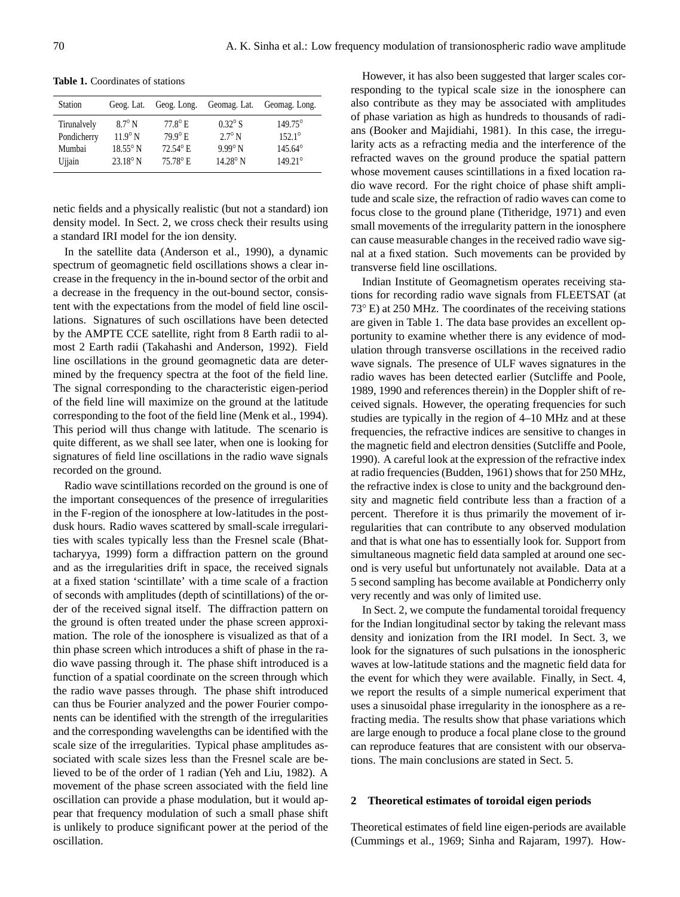**Table 1.** Coordinates of stations

| Station | Geog. Lat. | Geog. Long. | Geomag. Lat. | Geomag. Long. |
|---|---|---|---|---|
| Tirunalvely | 8.7° N | 77.8° E | 0.32° S | 149.75° |
| Pondicherry | 11.9° N | 79.9° E | 2.7° N | 152.1° |
| Mumbai | 18.55° N | 72.54° E | 9.99° N | 145.64° |
| Ujjain | 23.18° N | 75.78° E | 14.28° N | 149.21° |

netic fields and a physically realistic (but not a standard) ion density model. In Sect. 2, we cross check their results using a standard IRI model for the ion density.

In the satellite data (Anderson et al., 1990), a dynamic spectrum of geomagnetic field oscillations shows a clear increase in the frequency in the in-bound sector of the orbit and a decrease in the frequency in the out-bound sector, consistent with the expectations from the model of field line oscillations. Signatures of such oscillations have been detected by the AMPTE CCE satellite, right from 8 Earth radii to almost 2 Earth radii (Takahashi and Anderson, 1992). Field line oscillations in the ground geomagnetic data are determined by the frequency spectra at the foot of the field line. The signal corresponding to the characteristic eigen-period of the field line will maximize on the ground at the latitude corresponding to the foot of the field line (Menk et al., 1994). This period will thus change with latitude. The scenario is quite different, as we shall see later, when one is looking for signatures of field line oscillations in the radio wave signals recorded on the ground.

Radio wave scintillations recorded on the ground is one of the important consequences of the presence of irregularities in the F-region of the ionosphere at low-latitudes in the post-dusk hours. Radio waves scattered by small-scale irregularities with scales typically less than the Fresnel scale (Bhattacharyya, 1999) form a diffraction pattern on the ground and as the irregularities drift in space, the received signals at a fixed station 'scintillate' with a time scale of a fraction of seconds with amplitudes (depth of scintillations) of the order of the received signal itself. The diffraction pattern on the ground is often treated under the phase screen approximation. The role of the ionosphere is visualized as that of a thin phase screen which introduces a shift of phase in the radio wave passing through it. The phase shift introduced is a function of a spatial coordinate on the screen through which the radio wave passes through. The phase shift introduced can thus be Fourier analyzed and the power Fourier components can be identified with the strength of the irregularities and the corresponding wavelengths can be identified with the scale size of the irregularities. Typical phase amplitudes associated with scale sizes less than the Fresnel scale are believed to be of the order of 1 radian (Yeh and Liu, 1982). A movement of the phase screen associated with the field line oscillation can provide a phase modulation, but it would appear that frequency modulation of such a small phase shift is unlikely to produce significant power at the period of the oscillation.

However, it has also been suggested that larger scales corresponding to the typical scale size in the ionosphere can also contribute as they may be associated with amplitudes of phase variation as high as hundreds to thousands of radians (Booker and Majidiahi, 1981). In this case, the irregularity acts as a refracting media and the interference of the refracted waves on the ground produce the spatial pattern whose movement causes scintillations in a fixed location radio wave record. For the right choice of phase shift amplitude and scale size, the refraction of radio waves can come to focus close to the ground plane (Titheridge, 1971) and even small movements of the irregularity pattern in the ionosphere can cause measurable changes in the received radio wave signal at a fixed station. Such movements can be provided by transverse field line oscillations.

Indian Institute of Geomagnetism operates receiving stations for recording radio wave signals from FLEETSAT (at 73° E) at 250 MHz. The coordinates of the receiving stations are given in Table 1. The data base provides an excellent opportunity to examine whether there is any evidence of modulation through transverse oscillations in the received radio wave signals. The presence of ULF waves signatures in the radio waves has been detected earlier (Sutcliffe and Poole, 1989, 1990 and references therein) in the Doppler shift of received signals. However, the operating frequencies for such studies are typically in the region of 4–10 MHz and at these frequencies, the refractive indices are sensitive to changes in the magnetic field and electron densities (Sutcliffe and Poole, 1990). A careful look at the expression of the refractive index at radio frequencies (Budden, 1961) shows that for 250 MHz, the refractive index is close to unity and the background density and magnetic field contribute less than a fraction of a percent. Therefore it is thus primarily the movement of irregularities that can contribute to any observed modulation and that is what one has to essentially look for. Support from simultaneous magnetic field data sampled at around one second is very useful but unfortunately not available. Data at a 5 second sampling has become available at Pondicherry only very recently and was only of limited use.

In Sect. 2, we compute the fundamental toroidal frequency for the Indian longitudinal sector by taking the relevant mass density and ionization from the IRI model. In Sect. 3, we look for the signatures of such pulsations in the ionospheric waves at low-latitude stations and the magnetic field data for the event for which they were available. Finally, in Sect. 4, we report the results of a simple numerical experiment that uses a sinusoidal phase irregularity in the ionosphere as a refracting media. The results show that phase variations which are large enough to produce a focal plane close to the ground can reproduce features that are consistent with our observations. The main conclusions are stated in Sect. 5.

## 2 Theoretical estimates of toroidal eigen periods

Theoretical estimates of field line eigen-periods are available (Cummings et al., 1969; Sinha and Rajaram, 1997). How-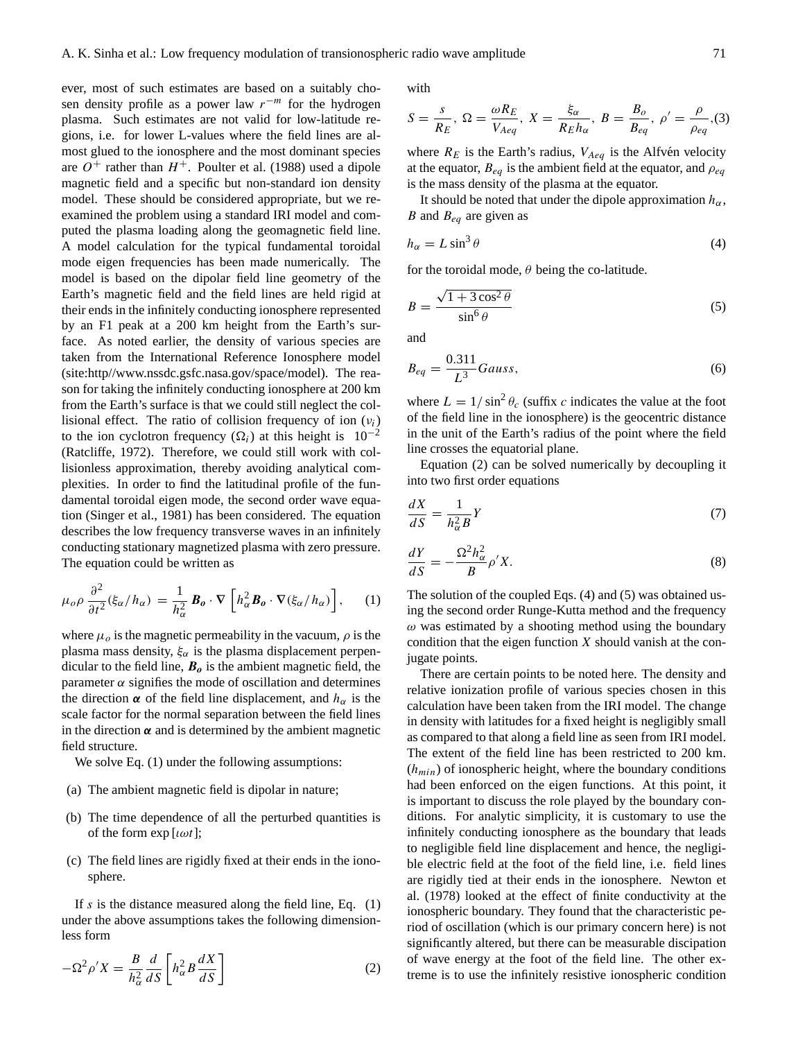ever, most of such estimates are based on a suitably chosen density profile as a power law $r^{-m}$ for the hydrogen plasma. Such estimates are not valid for low-latitude regions, i.e. for lower L-values where the field lines are almost glued to the ionosphere and the most dominant species are $O^+$ rather than $H^+$. Poulter et al. (1988) used a dipole magnetic field and a specific but non-standard ion density model. These should be considered appropriate, but we reexamined the problem using a standard IRI model and computed the plasma loading along the geomagnetic field line. A model calculation for the typical fundamental toroidal mode eigen frequencies has been made numerically. The model is based on the dipolar field line geometry of the Earth's magnetic field and the field lines are held rigid at their ends in the infinitely conducting ionosphere represented by an F1 peak at a 200 km height from the Earth's surface. As noted earlier, the density of various species are taken from the International Reference Ionosphere model (site:http//www.nssdc.gsfc.nasa.gov/space/model). The reason for taking the infinitely conducting ionosphere at 200 km from the Earth's surface is that we could still neglect the collisional effect. The ratio of collision frequency of ion ($\nu_i$) to the ion cyclotron frequency ($\Omega_i$) at this height is $10^{-2}$ (Ratcliffe, 1972). Therefore, we could still work with collisionless approximation, thereby avoiding analytical complexities. In order to find the latitudinal profile of the fundamental toroidal eigen mode, the second order wave equation (Singer et al., 1981) has been considered. The equation describes the low frequency transverse waves in an infinitely conducting stationary magnetized plasma with zero pressure. The equation could be written as

$$\mu_o \rho \frac{\partial^2}{\partial t^2}(\xi_\alpha / h_\alpha) = \frac{1}{h_\alpha^2} \boldsymbol{B_o} \cdot \nabla \left[ h_\alpha^2 \boldsymbol{B_o} \cdot \nabla (\xi_\alpha / h_\alpha) \right], \quad (1)$$

where $\mu_o$ is the magnetic permeability in the vacuum, $\rho$ is the plasma mass density, $\xi_\alpha$ is the plasma displacement perpendicular to the field line, $\boldsymbol{B_o}$ is the ambient magnetic field, the parameter $\alpha$ signifies the mode of oscillation and determines the direction $\boldsymbol{\alpha}$ of the field line displacement, and $h_\alpha$ is the scale factor for the normal separation between the field lines in the direction $\boldsymbol{\alpha}$ and is determined by the ambient magnetic field structure.

We solve Eq. (1) under the following assumptions:

(a) The ambient magnetic field is dipolar in nature;

(b) The time dependence of all the perturbed quantities is of the form $\exp[\iota \omega t]$;

(c) The field lines are rigidly fixed at their ends in the ionosphere.

If $s$ is the distance measured along the field line, Eq. (1) under the above assumptions takes the following dimensionless form

$$-\Omega^2 \rho' X = \frac{B}{h_\alpha^2} \frac{d}{dS} \left[ h_\alpha^2 B \frac{dX}{dS} \right] \quad (2)$$

with

$$S = \frac{s}{R_E},\ \Omega = \frac{\omega R_E}{V_{Aeq}},\ X = \frac{\xi_\alpha}{R_E h_\alpha},\ B = \frac{B_o}{B_{eq}},\ \rho' = \frac{\rho}{\rho_{eq}}, \quad (3)$$

where $R_E$ is the Earth's radius, $V_{Aeq}$ is the Alfvén velocity at the equator, $B_{eq}$ is the ambient field at the equator, and $\rho_{eq}$ is the mass density of the plasma at the equator.

It should be noted that under the dipole approximation $h_\alpha$, $B$ and $B_{eq}$ are given as

$$h_\alpha = L \sin^3 \theta \quad (4)$$

for the toroidal mode, $\theta$ being the co-latitude.

$$B = \frac{\sqrt{1 + 3\cos^2\theta}}{\sin^6\theta} \quad (5)$$

and

$$B_{eq} = \frac{0.311}{L^3} Gauss, \quad (6)$$

where $L = 1/\sin^2\theta_c$ (suffix $c$ indicates the value at the foot of the field line in the ionosphere) is the geocentric distance in the unit of the Earth's radius of the point where the field line crosses the equatorial plane.

Equation (2) can be solved numerically by decoupling it into two first order equations

$$\frac{dX}{dS} = \frac{1}{h_\alpha^2 B} Y \quad (7)$$

$$\frac{dY}{dS} = -\frac{\Omega^2 h_\alpha^2}{B} \rho' X. \quad (8)$$

The solution of the coupled Eqs. (4) and (5) was obtained using the second order Runge-Kutta method and the frequency $\omega$ was estimated by a shooting method using the boundary condition that the eigen function $X$ should vanish at the conjugate points.

There are certain points to be noted here. The density and relative ionization profile of various species chosen in this calculation have been taken from the IRI model. The change in density with latitudes for a fixed height is negligibly small as compared to that along a field line as seen from IRI model. The extent of the field line has been restricted to 200 km. ($h_{min}$) of ionospheric height, where the boundary conditions had been enforced on the eigen functions. At this point, it is important to discuss the role played by the boundary conditions. For analytic simplicity, it is customary to use the infinitely conducting ionosphere as the boundary that leads to negligible field line displacement and hence, the negligible electric field at the foot of the field line, i.e. field lines are rigidly tied at their ends in the ionosphere. Newton et al. (1978) looked at the effect of finite conductivity at the ionospheric boundary. They found that the characteristic period of oscillation (which is our primary concern here) is not significantly altered, but there can be measurable discipation of wave energy at the foot of the field line. The other extreme is to use the infinitely resistive ionospheric condition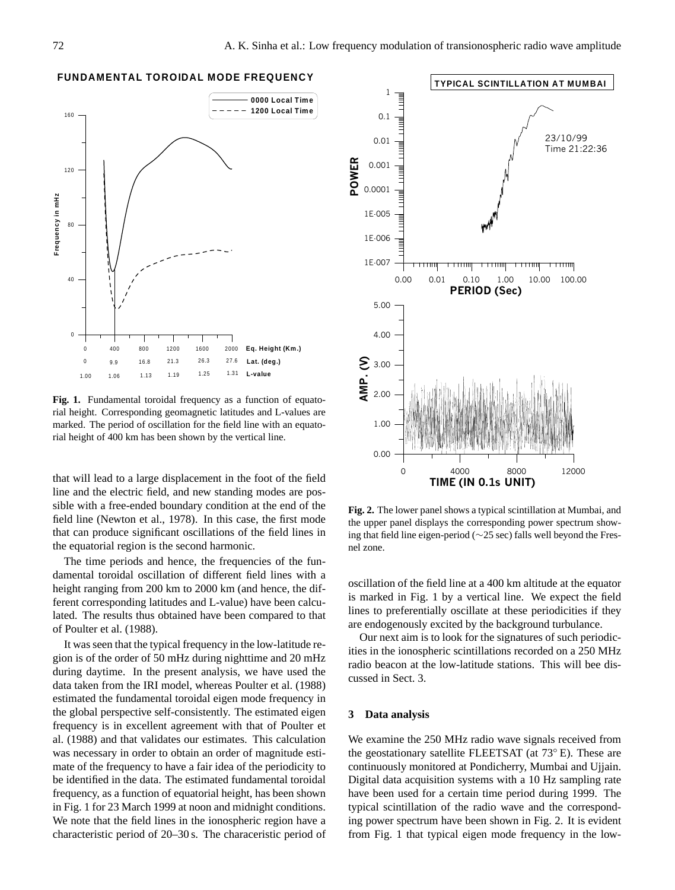**Fig. 1.** Fundamental toroidal frequency as a function of equatorial height. Corresponding geomagnetic latitudes and L-values are marked. The period of oscillation for the field line with an equatorial height of 400 km has been shown by the vertical line.

that will lead to a large displacement in the foot of the field line and the electric field, and new standing modes are possible with a free-ended boundary condition at the end of the field line (Newton et al., 1978). In this case, the first mode that can produce significant oscillations of the field lines in the equatorial region is the second harmonic.

The time periods and hence, the frequencies of the fundamental toroidal oscillation of different field lines with a height ranging from 200 km to 2000 km (and hence, the different corresponding latitudes and L-value) have been calculated. The results thus obtained have been compared to that of Poulter et al. (1988).

It was seen that the typical frequency in the low-latitude region is of the order of 50 mHz during nighttime and 20 mHz during daytime. In the present analysis, we have used the data taken from the IRI model, whereas Poulter et al. (1988) estimated the fundamental toroidal eigen mode frequency in the global perspective self-consistently. The estimated eigen frequency is in excellent agreement with that of Poulter et al. (1988) and that validates our estimates. This calculation was necessary in order to obtain an order of magnitude estimate of the frequency to have a fair idea of the periodicity to be identified in the data. The estimated fundamental toroidal frequency, as a function of equatorial height, has been shown in Fig. 1 for 23 March 1999 at noon and midnight conditions. We note that the field lines in the ionospheric region have a characteristic period of 20–30 s. The characeristic period of oscillation of the field line at a 400 km altitude at the equator is marked in Fig. 1 by a vertical line. We expect the field lines to preferentially oscillate at these periodicities if they are endogenously excited by the background turbulance.

**Fig. 2.** The lower panel shows a typical scintillation at Mumbai, and the upper panel displays the corresponding power spectrum showing that field line eigen-period (∼25 sec) falls well beyond the Fresnel zone.

Our next aim is to look for the signatures of such periodicities in the ionospheric scintillations recorded on a 250 MHz radio beacon at the low-latitude stations. This will bee discussed in Sect. 3.

## 3 Data analysis

We examine the 250 MHz radio wave signals received from the geostationary satellite FLEETSAT (at 73° E). These are continuously monitored at Pondicherry, Mumbai and Ujjain. Digital data acquisition systems with a 10 Hz sampling rate have been used for a certain time period during 1999. The typical scintillation of the radio wave and the corresponding power spectrum have been shown in Fig. 2. It is evident from Fig. 1 that typical eigen mode frequency in the low-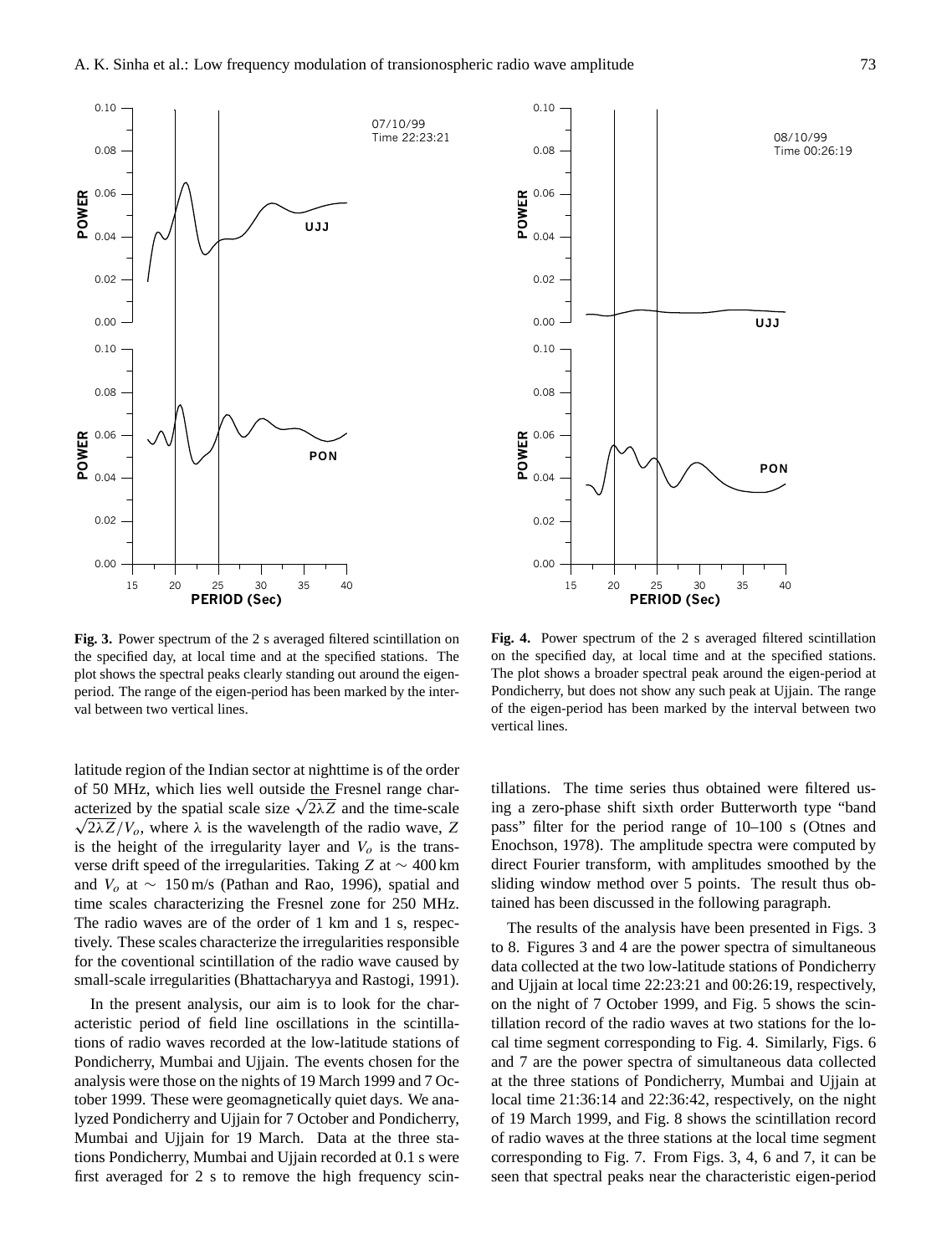Fig. 3. Power spectrum of the 2 s averaged filtered scintillation on the specified day, at local time and at the specified stations. The plot shows the spectral peaks clearly standing out around the eigen-period. The range of the eigen-period has been marked by the interval between two vertical lines.

Fig. 4. Power spectrum of the 2 s averaged filtered scintillation on the specified day, at local time and at the specified stations. The plot shows a broader spectral peak around the eigen-period at Pondicherry, but does not show any such peak at Ujjain. The range of the eigen-period has been marked by the interval between two vertical lines.

latitude region of the Indian sector at nighttime is of the order of 50 MHz, which lies well outside the Fresnel range characterized by the spatial scale size $\sqrt{2\lambda Z}$ and the time-scale $\sqrt{2\lambda Z}/V_o$, where $\lambda$ is the wavelength of the radio wave, $Z$ is the height of the irregularity layer and $V_o$ is the transverse drift speed of the irregularities. Taking $Z$ at $\sim 400$ km and $V_o$ at $\sim 150$ m/s (Pathan and Rao, 1996), spatial and time scales characterizing the Fresnel zone for 250 MHz. The radio waves are of the order of 1 km and 1 s, respectively. These scales characterize the irregularities responsible for the coventional scintillation of the radio wave caused by small-scale irregularities (Bhattacharyya and Rastogi, 1991).

In the present analysis, our aim is to look for the characteristic period of field line oscillations in the scintillations of radio waves recorded at the low-latitude stations of Pondicherry, Mumbai and Ujjain. The events chosen for the analysis were those on the nights of 19 March 1999 and 7 October 1999. These were geomagnetically quiet days. We analyzed Pondicherry and Ujjain for 7 October and Pondicherry, Mumbai and Ujjain for 19 March. Data at the three stations Pondicherry, Mumbai and Ujjain recorded at 0.1 s were first averaged for 2 s to remove the high frequency scintillations. The time series thus obtained were filtered using a zero-phase shift sixth order Butterworth type "band pass" filter for the period range of 10–100 s (Otnes and Enochson, 1978). The amplitude spectra were computed by direct Fourier transform, with amplitudes smoothed by the sliding window method over 5 points. The result thus obtained has been discussed in the following paragraph.

The results of the analysis have been presented in Figs. 3 to 8. Figures 3 and 4 are the power spectra of simultaneous data collected at the two low-latitude stations of Pondicherry and Ujjain at local time 22:23:21 and 00:26:19, respectively, on the night of 7 October 1999, and Fig. 5 shows the scintillation record of the radio waves at two stations for the local time segment corresponding to Fig. 4. Similarly, Figs. 6 and 7 are the power spectra of simultaneous data collected at the three stations of Pondicherry, Mumbai and Ujjain at local time 21:36:14 and 22:36:42, respectively, on the night of 19 March 1999, and Fig. 8 shows the scintillation record of radio waves at the three stations at the local time segment corresponding to Fig. 7. From Figs. 3, 4, 6 and 7, it can be seen that spectral peaks near the characteristic eigen-period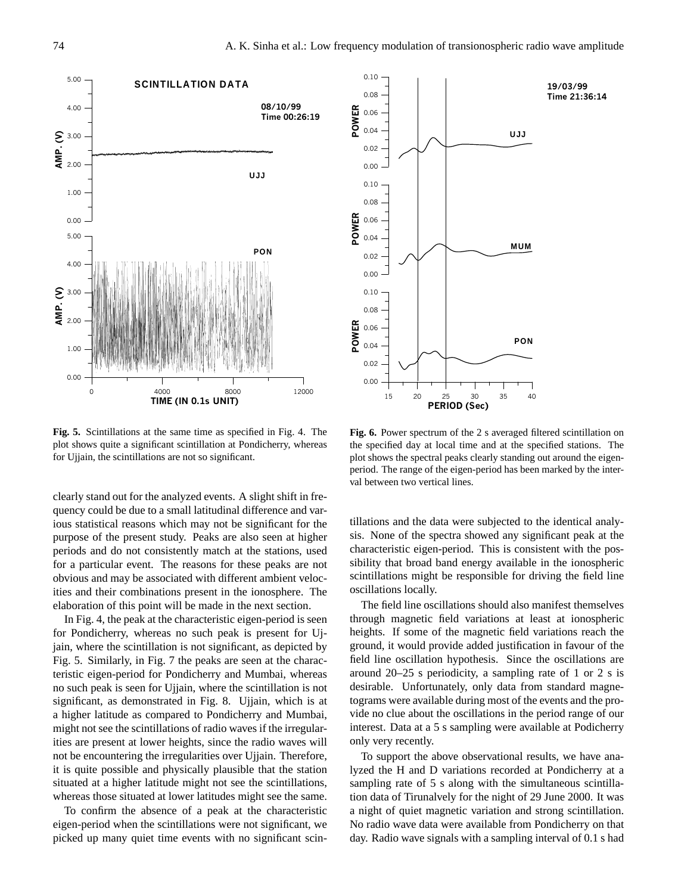**Fig. 5.** Scintillations at the same time as specified in Fig. 4. The plot shows quite a significant scintillation at Pondicherry, whereas for Ujjain, the scintillations are not so significant.

**Fig. 6.** Power spectrum of the 2 s averaged filtered scintillation on the specified day at local time and at the specified stations. The plot shows the spectral peaks clearly standing out around the eigenperiod. The range of the eigen-period has been marked by the interval between two vertical lines.

clearly stand out for the analyzed events. A slight shift in frequency could be due to a small latitudinal difference and various statistical reasons which may not be significant for the purpose of the present study. Peaks are also seen at higher periods and do not consistently match at the stations, used for a particular event. The reasons for these peaks are not obvious and may be associated with different ambient velocities and their combinations present in the ionosphere. The elaboration of this point will be made in the next section.

In Fig. 4, the peak at the characteristic eigen-period is seen for Pondicherry, whereas no such peak is present for Ujjain, where the scintillation is not significant, as depicted by Fig. 5. Similarly, in Fig. 7 the peaks are seen at the characteristic eigen-period for Pondicherry and Mumbai, whereas no such peak is seen for Ujjain, where the scintillation is not significant, as demonstrated in Fig. 8. Ujjain, which is at a higher latitude as compared to Pondicherry and Mumbai, might not see the scintillations of radio waves if the irregularities are present at lower heights, since the radio waves will not be encountering the irregularities over Ujjain. Therefore, it is quite possible and physically plausible that the station situated at a higher latitude might not see the scintillations, whereas those situated at lower latitudes might see the same.

To confirm the absence of a peak at the characteristic eigen-period when the scintillations were not significant, we picked up many quiet time events with no significant scintillations and the data were subjected to the identical analysis. None of the spectra showed any significant peak at the characteristic eigen-period. This is consistent with the possibility that broad band energy available in the ionospheric scintillations might be responsible for driving the field line oscillations locally.

The field line oscillations should also manifest themselves through magnetic field variations at least at ionospheric heights. If some of the magnetic field variations reach the ground, it would provide added justification in favour of the field line oscillation hypothesis. Since the oscillations are around 20–25 s periodicity, a sampling rate of 1 or 2 s is desirable. Unfortunately, only data from standard magnetograms were available during most of the events and the provide no clue about the oscillations in the period range of our interest. Data at a 5 s sampling were available at Podicherry only very recently.

To support the above observational results, we have analyzed the H and D variations recorded at Pondicherry at a sampling rate of 5 s along with the simultaneous scintillation data of Tirunalvely for the night of 29 June 2000. It was a night of quiet magnetic variation and strong scintillation. No radio wave data were available from Pondicherry on that day. Radio wave signals with a sampling interval of 0.1 s had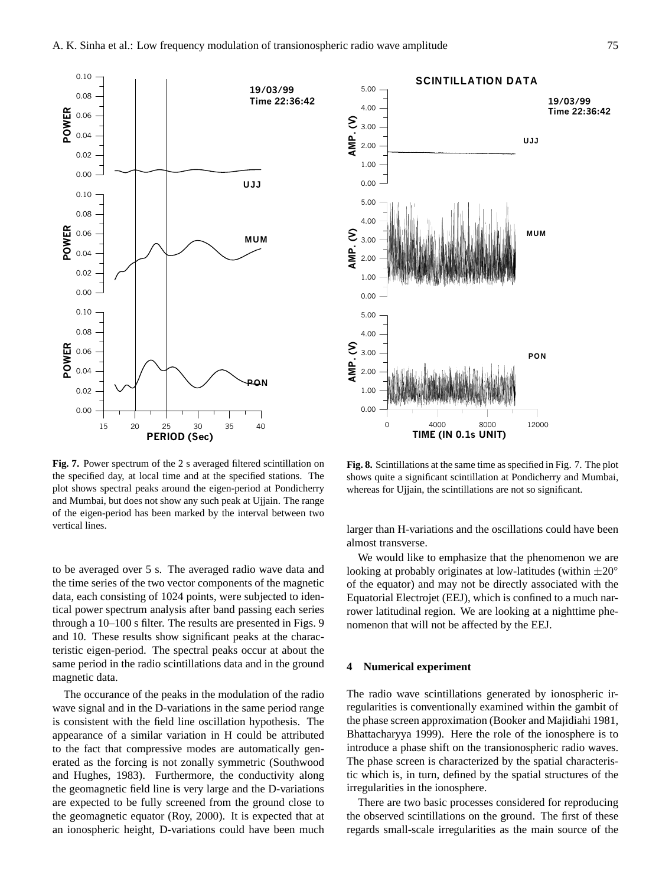**Fig. 7.** Power spectrum of the 2 s averaged filtered scintillation on the specified day, at local time and at the specified stations. The plot shows spectral peaks around the eigen-period at Pondicherry and Mumbai, but does not show any such peak at Ujjain. The range of the eigen-period has been marked by the interval between two vertical lines.

**Fig. 8.** Scintillations at the same time as specified in Fig. 7. The plot shows quite a significant scintillation at Pondicherry and Mumbai, whereas for Ujjain, the scintillations are not so significant.

to be averaged over 5 s. The averaged radio wave data and the time series of the two vector components of the magnetic data, each consisting of 1024 points, were subjected to identical power spectrum analysis after band passing each series through a 10–100 s filter. The results are presented in Figs. 9 and 10. These results show significant peaks at the characteristic eigen-period. The spectral peaks occur at about the same period in the radio scintillations data and in the ground magnetic data.

The occurance of the peaks in the modulation of the radio wave signal and in the D-variations in the same period range is consistent with the field line oscillation hypothesis. The appearance of a similar variation in H could be attributed to the fact that compressive modes are automatically generated as the forcing is not zonally symmetric (Southwood and Hughes, 1983). Furthermore, the conductivity along the geomagnetic field line is very large and the D-variations are expected to be fully screened from the ground close to the geomagnetic equator (Roy, 2000). It is expected that at an ionospheric height, D-variations could have been much larger than H-variations and the oscillations could have been almost transverse.

We would like to emphasize that the phenomenon we are looking at probably originates at low-latitudes (within $\pm 20^{\circ}$ of the equator) and may not be directly associated with the Equatorial Electrojet (EEJ), which is confined to a much narrower latitudinal region. We are looking at a nighttime phenomenon that will not be affected by the EEJ.

## 4 Numerical experiment

The radio wave scintillations generated by ionospheric irregularities is conventionally examined within the gambit of the phase screen approximation (Booker and Majidiahi 1981, Bhattacharyya 1999). Here the role of the ionosphere is to introduce a phase shift on the transionospheric radio waves. The phase screen is characterized by the spatial characteristic which is, in turn, defined by the spatial structures of the irregularities in the ionosphere.

There are two basic processes considered for reproducing the observed scintillations on the ground. The first of these regards small-scale irregularities as the main source of the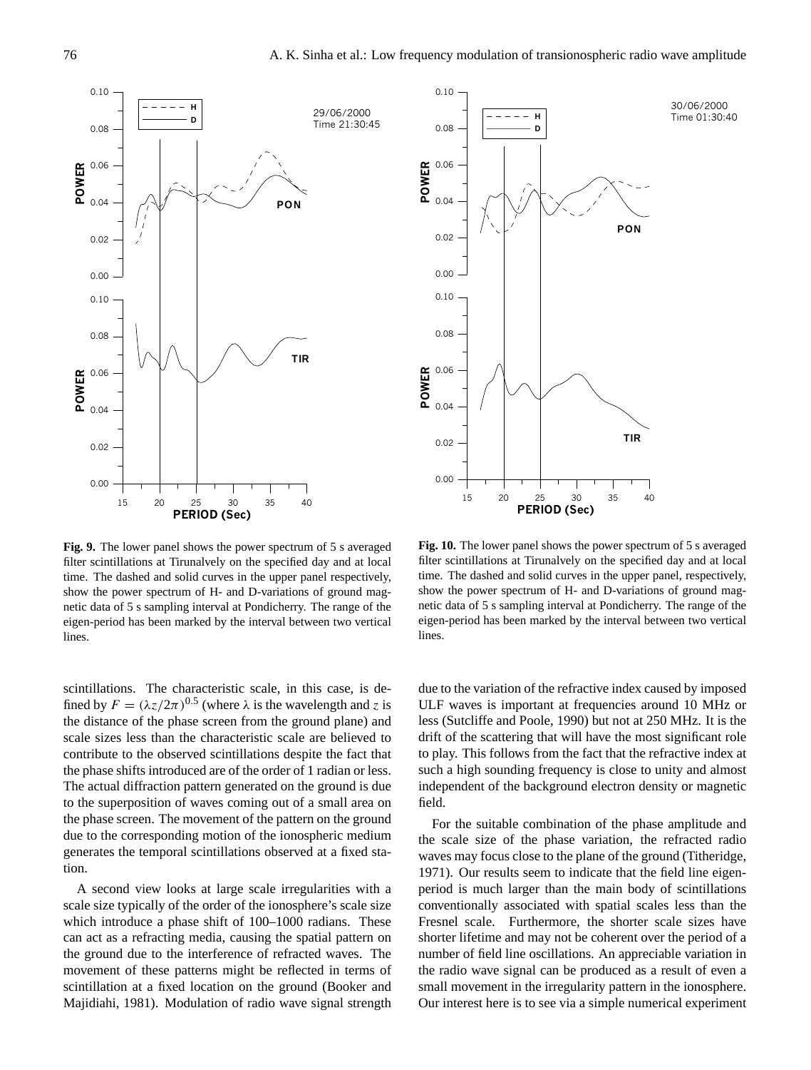**Fig. 9.** The lower panel shows the power spectrum of 5 s averaged filter scintillations at Tirunalvely on the specified day and at local time. The dashed and solid curves in the upper panel respectively, show the power spectrum of H- and D-variations of ground magnetic data of 5 s sampling interval at Pondicherry. The range of the eigen-period has been marked by the interval between two vertical lines.

**Fig. 10.** The lower panel shows the power spectrum of 5 s averaged filter scintillations at Tirunalvely on the specified day and at local time. The dashed and solid curves in the upper panel, respectively, show the power spectrum of H- and D-variations of ground magnetic data of 5 s sampling interval at Pondicherry. The range of the eigen-period has been marked by the interval between two vertical lines.

scintillations. The characteristic scale, in this case, is defined by $F=(\lambda z/2\pi)^{0.5}$ (where $\lambda$ is the wavelength and $z$ is the distance of the phase screen from the ground plane) and scale sizes less than the characteristic scale are believed to contribute to the observed scintillations despite the fact that the phase shifts introduced are of the order of 1 radian or less. The actual diffraction pattern generated on the ground is due to the superposition of waves coming out of a small area on the phase screen. The movement of the pattern on the ground due to the corresponding motion of the ionospheric medium generates the temporal scintillations observed at a fixed station.

A second view looks at large scale irregularities with a scale size typically of the order of the ionosphere's scale size which introduce a phase shift of 100–1000 radians. These can act as a refracting media, causing the spatial pattern on the ground due to the interference of refracted waves. The movement of these patterns might be reflected in terms of scintillation at a fixed location on the ground (Booker and Majidiahi, 1981). Modulation of radio wave signal strength due to the variation of the refractive index caused by imposed ULF waves is important at frequencies around 10 MHz or less (Sutcliffe and Poole, 1990) but not at 250 MHz. It is the drift of the scattering that will have the most significant role to play. This follows from the fact that the refractive index at such a high sounding frequency is close to unity and almost independent of the background electron density or magnetic field.

For the suitable combination of the phase amplitude and the scale size of the phase variation, the refracted radio waves may focus close to the plane of the ground (Titheridge, 1971). Our results seem to indicate that the field line eigenperiod is much larger than the main body of scintillations conventionally associated with spatial scales less than the Fresnel scale. Furthermore, the shorter scale sizes have shorter lifetime and may not be coherent over the period of a number of field line oscillations. An appreciable variation in the radio wave signal can be produced as a result of even a small movement in the irregularity pattern in the ionosphere. Our interest here is to see via a simple numerical experiment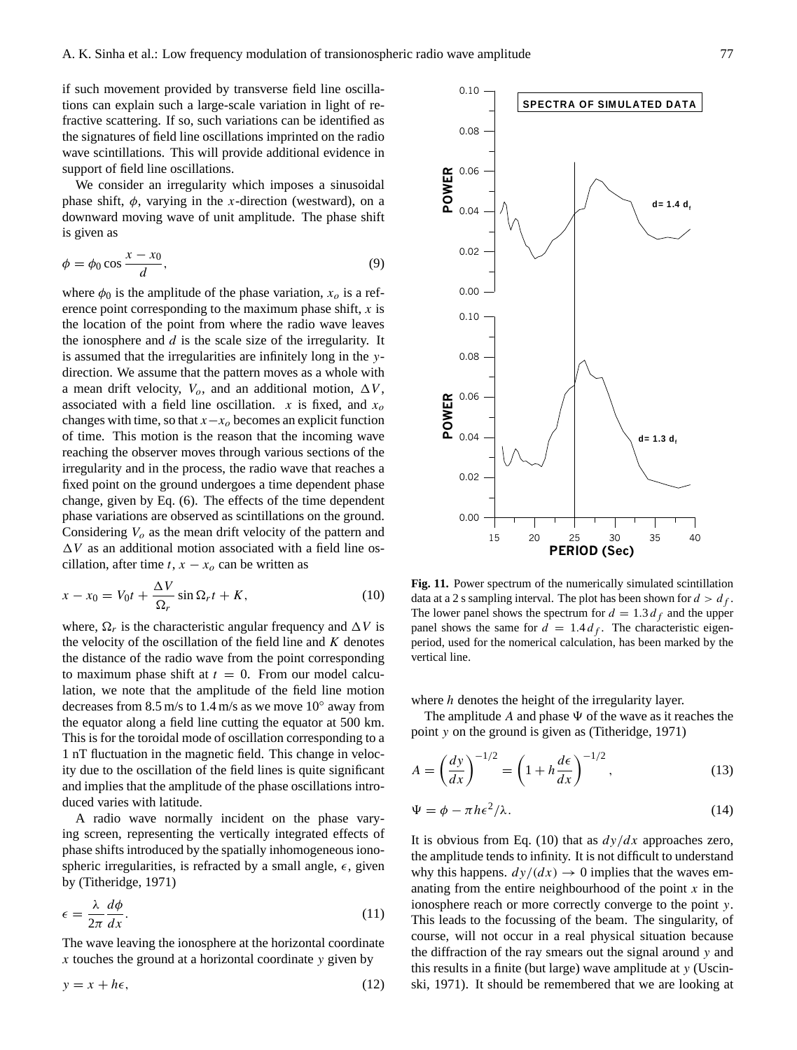if such movement provided by transverse field line oscillations can explain such a large-scale variation in light of refractive scattering. If so, such variations can be identified as the signatures of field line oscillations imprinted on the radio wave scintillations. This will provide additional evidence in support of field line oscillations.

We consider an irregularity which imposes a sinusoidal phase shift, $\phi$, varying in the $x$-direction (westward), on a downward moving wave of unit amplitude. The phase shift is given as

$$\phi = \phi_0 \cos \frac{x - x_0}{d}, \tag{9}$$

where $\phi_0$ is the amplitude of the phase variation, $x_o$ is a reference point corresponding to the maximum phase shift, $x$ is the location of the point from where the radio wave leaves the ionosphere and $d$ is the scale size of the irregularity. It is assumed that the irregularities are infinitely long in the $y$-direction. We assume that the pattern moves as a whole with a mean drift velocity, $V_o$, and an additional motion, $\Delta V$, associated with a field line oscillation. $x$ is fixed, and $x_o$ changes with time, so that $x - x_o$ becomes an explicit function of time. This motion is the reason that the incoming wave reaching the observer moves through various sections of the irregularity and in the process, the radio wave that reaches a fixed point on the ground undergoes a time dependent phase change, given by Eq. (6). The effects of the time dependent phase variations are observed as scintillations on the ground. Considering $V_o$ as the mean drift velocity of the pattern and $\Delta V$ as an additional motion associated with a field line oscillation, after time $t$, $x - x_o$ can be written as

$$x - x_0 = V_0 t + \frac{\Delta V}{\Omega_r} \sin \Omega_r t + K, \tag{10}$$

where, $\Omega_r$ is the characteristic angular frequency and $\Delta V$ is the velocity of the oscillation of the field line and $K$ denotes the distance of the radio wave from the point corresponding to maximum phase shift at $t = 0$. From our model calculation, we note that the amplitude of the field line motion decreases from 8.5 m/s to 1.4 m/s as we move 10° away from the equator along a field line cutting the equator at 500 km. This is for the toroidal mode of oscillation corresponding to a 1 nT fluctuation in the magnetic field. This change in velocity due to the oscillation of the field lines is quite significant and implies that the amplitude of the phase oscillations introduced varies with latitude.

A radio wave normally incident on the phase varying screen, representing the vertically integrated effects of phase shifts introduced by the spatially inhomogeneous ionospheric irregularities, is refracted by a small angle, $\epsilon$, given by (Titheridge, 1971)

$$\epsilon = \frac{\lambda}{2\pi} \frac{d\phi}{dx}. \tag{11}$$

The wave leaving the ionosphere at the horizontal coordinate $x$ touches the ground at a horizontal coordinate $y$ given by

$$y = x + h\epsilon, \tag{12}$$

**Fig. 11.** Power spectrum of the numerically simulated scintillation data at a 2 s sampling interval. The plot has been shown for $d > d_f$. The lower panel shows the spectrum for $d = 1.3\,d_f$ and the upper panel shows the same for $d = 1.4\,d_f$. The characteristic eigenperiod, used for the nomerical calculation, has been marked by the vertical line.

where $h$ denotes the height of the irregularity layer.

The amplitude $A$ and phase $\Psi$ of the wave as it reaches the point $y$ on the ground is given as (Titheridge, 1971)

$$A = \left(\frac{dy}{dx}\right)^{-1/2} = \left(1 + h\frac{d\epsilon}{dx}\right)^{-1/2}, \tag{13}$$

$$\Psi = \phi - \pi h \epsilon^2 / \lambda. \tag{14}$$

It is obvious from Eq. (10) that as $dy/dx$ approaches zero, the amplitude tends to infinity. It is not difficult to understand why this happens. $dy/(dx) \to 0$ implies that the waves emanating from the entire neighbourhood of the point $x$ in the ionosphere reach or more correctly converge to the point $y$. This leads to the focussing of the beam. The singularity, of course, will not occur in a real physical situation because the diffraction of the ray smears out the signal around $y$ and this results in a finite (but large) wave amplitude at $y$ (Uscinski, 1971). It should be remembered that we are looking at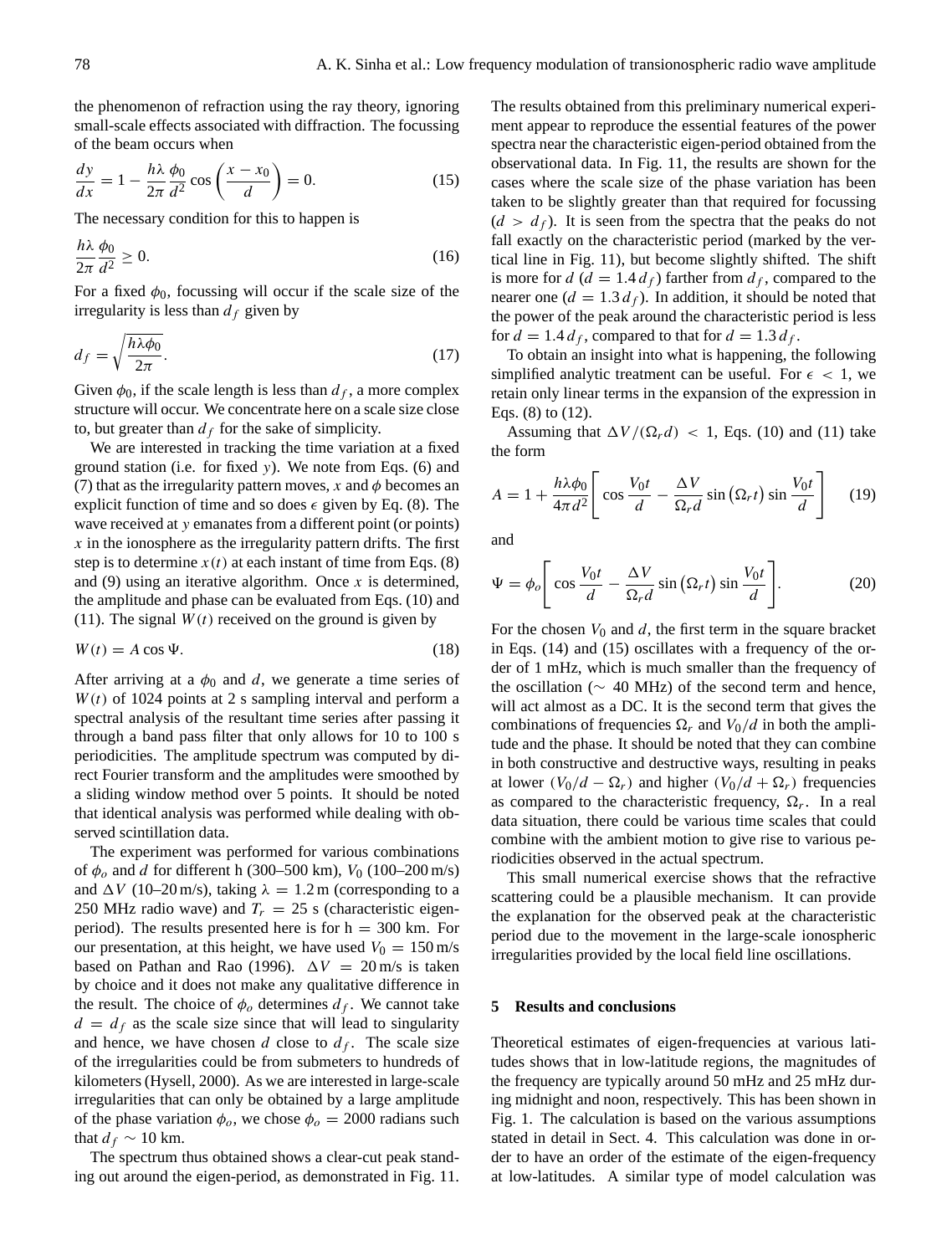the phenomenon of refraction using the ray theory, ignoring small-scale effects associated with diffraction. The focussing of the beam occurs when

$$\frac{dy}{dx} = 1 - \frac{h\lambda}{2\pi}\frac{\phi_0}{d^2}\cos\left(\frac{x-x_0}{d}\right) = 0. \tag{15}$$

The necessary condition for this to happen is

$$\frac{h\lambda}{2\pi}\frac{\phi_0}{d^2} \geq 0. \tag{16}$$

For a fixed $\phi_0$, focussing will occur if the scale size of the irregularity is less than $d_f$ given by

$$d_f = \sqrt{\frac{h\lambda\phi_0}{2\pi}}. \tag{17}$$

Given $\phi_0$, if the scale length is less than $d_f$, a more complex structure will occur. We concentrate here on a scale size close to, but greater than $d_f$ for the sake of simplicity.

We are interested in tracking the time variation at a fixed ground station (i.e. for fixed $y$). We note from Eqs. (6) and (7) that as the irregularity pattern moves, $x$ and $\phi$ becomes an explicit function of time and so does $\epsilon$ given by Eq. (8). The wave received at $y$ emanates from a different point (or points) $x$ in the ionosphere as the irregularity pattern drifts. The first step is to determine $x(t)$ at each instant of time from Eqs. (8) and (9) using an iterative algorithm. Once $x$ is determined, the amplitude and phase can be evaluated from Eqs. (10) and (11). The signal $W(t)$ received on the ground is given by

$$W(t) = A\cos\Psi. \tag{18}$$

After arriving at a $\phi_0$ and $d$, we generate a time series of $W(t)$ of 1024 points at 2 s sampling interval and perform a spectral analysis of the resultant time series after passing it through a band pass filter that only allows for 10 to 100 s periodicities. The amplitude spectrum was computed by direct Fourier transform and the amplitudes were smoothed by a sliding window method over 5 points. It should be noted that identical analysis was performed while dealing with observed scintillation data.

The experiment was performed for various combinations of $\phi_o$ and $d$ for different h (300–500 km), $V_0$ (100–200 m/s) and $\Delta V$ (10–20 m/s), taking $\lambda = 1.2$ m (corresponding to a 250 MHz radio wave) and $T_r = 25$ s (characteristic eigen-period). The results presented here is for h = 300 km. For our presentation, at this height, we have used $V_0 = 150$ m/s based on Pathan and Rao (1996). $\Delta V = 20$ m/s is taken by choice and it does not make any qualitative difference in the result. The choice of $\phi_o$ determines $d_f$. We cannot take $d = d_f$ as the scale size since that will lead to singularity and hence, we have chosen $d$ close to $d_f$. The scale size of the irregularities could be from submeters to hundreds of kilometers (Hysell, 2000). As we are interested in large-scale irregularities that can only be obtained by a large amplitude of the phase variation $\phi_o$, we chose $\phi_o = 2000$ radians such that $d_f \sim 10$ km.

The spectrum thus obtained shows a clear-cut peak standing out around the eigen-period, as demonstrated in Fig. 11. The results obtained from this preliminary numerical experiment appear to reproduce the essential features of the power spectra near the characteristic eigen-period obtained from the observational data. In Fig. 11, the results are shown for the cases where the scale size of the phase variation has been taken to be slightly greater than that required for focussing ($d > d_f$). It is seen from the spectra that the peaks do not fall exactly on the characteristic period (marked by the vertical line in Fig. 11), but become slightly shifted. The shift is more for $d$ ($d = 1.4\,d_f$) farther from $d_f$, compared to the nearer one ($d = 1.3\,d_f$). In addition, it should be noted that the power of the peak around the characteristic period is less for $d = 1.4\,d_f$, compared to that for $d = 1.3\,d_f$.

To obtain an insight into what is happening, the following simplified analytic treatment can be useful. For $\epsilon < 1$, we retain only linear terms in the expansion of the expression in Eqs. (8) to (12).

Assuming that $\Delta V/(\Omega_r d) < 1$, Eqs. (10) and (11) take the form

$$A = 1 + \frac{h\lambda\phi_0}{4\pi d^2}\left[\cos\frac{V_0 t}{d} - \frac{\Delta V}{\Omega_r d}\sin\left(\Omega_r t\right)\sin\frac{V_0 t}{d}\right] \tag{19}$$

and

$$\Psi = \phi_o\left[\cos\frac{V_0 t}{d} - \frac{\Delta V}{\Omega_r d}\sin\left(\Omega_r t\right)\sin\frac{V_0 t}{d}\right]. \tag{20}$$

For the chosen $V_0$ and $d$, the first term in the square bracket in Eqs. (14) and (15) oscillates with a frequency of the order of 1 mHz, which is much smaller than the frequency of the oscillation (~ 40 MHz) of the second term and hence, will act almost as a DC. It is the second term that gives the combinations of frequencies $\Omega_r$ and $V_0/d$ in both the amplitude and the phase. It should be noted that they can combine in both constructive and destructive ways, resulting in peaks at lower $(V_0/d - \Omega_r)$ and higher $(V_0/d + \Omega_r)$ frequencies as compared to the characteristic frequency, $\Omega_r$. In a real data situation, there could be various time scales that could combine with the ambient motion to give rise to various periodicities observed in the actual spectrum.

This small numerical exercise shows that the refractive scattering could be a plausible mechanism. It can provide the explanation for the observed peak at the characteristic period due to the movement in the large-scale ionospheric irregularities provided by the local field line oscillations.

## 5 Results and conclusions

Theoretical estimates of eigen-frequencies at various latitudes shows that in low-latitude regions, the magnitudes of the frequency are typically around 50 mHz and 25 mHz during midnight and noon, respectively. This has been shown in Fig. 1. The calculation is based on the various assumptions stated in detail in Sect. 4. This calculation was done in order to have an order of the estimate of the eigen-frequency at low-latitudes. A similar type of model calculation was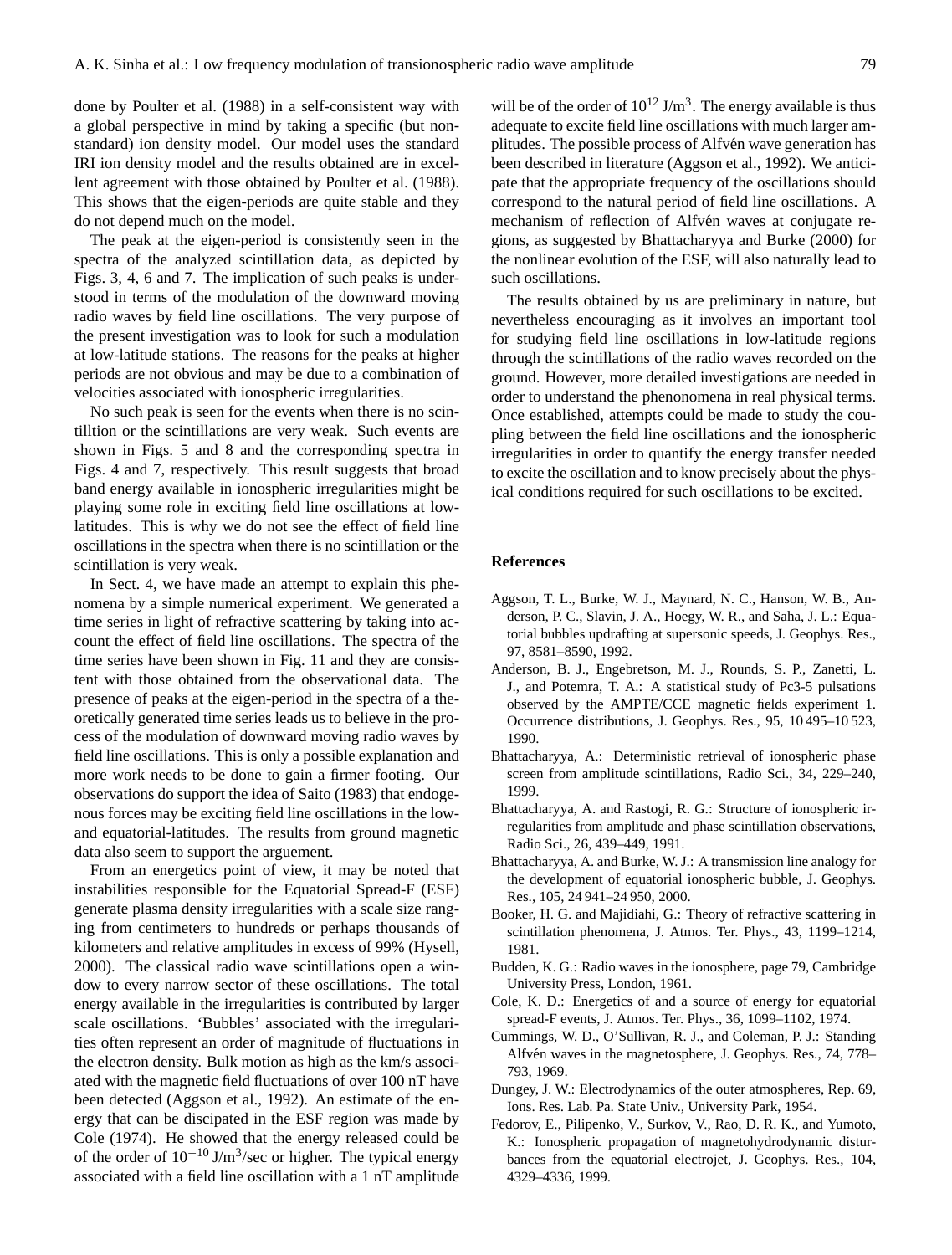done by Poulter et al. (1988) in a self-consistent way with a global perspective in mind by taking a specific (but non-standard) ion density model. Our model uses the standard IRI ion density model and the results obtained are in excellent agreement with those obtained by Poulter et al. (1988). This shows that the eigen-periods are quite stable and they do not depend much on the model.

The peak at the eigen-period is consistently seen in the spectra of the analyzed scintillation data, as depicted by Figs. 3, 4, 6 and 7. The implication of such peaks is understood in terms of the modulation of the downward moving radio waves by field line oscillations. The very purpose of the present investigation was to look for such a modulation at low-latitude stations. The reasons for the peaks at higher periods are not obvious and may be due to a combination of velocities associated with ionospheric irregularities.

No such peak is seen for the events when there is no scintilltion or the scintillations are very weak. Such events are shown in Figs. 5 and 8 and the corresponding spectra in Figs. 4 and 7, respectively. This result suggests that broad band energy available in ionospheric irregularities might be playing some role in exciting field line oscillations at low-latitudes. This is why we do not see the effect of field line oscillations in the spectra when there is no scintillation or the scintillation is very weak.

In Sect. 4, we have made an attempt to explain this phenomena by a simple numerical experiment. We generated a time series in light of refractive scattering by taking into account the effect of field line oscillations. The spectra of the time series have been shown in Fig. 11 and they are consistent with those obtained from the observational data. The presence of peaks at the eigen-period in the spectra of a theoretically generated time series leads us to believe in the process of the modulation of downward moving radio waves by field line oscillations. This is only a possible explanation and more work needs to be done to gain a firmer footing. Our observations do support the idea of Saito (1983) that endogenous forces may be exciting field line oscillations in the low- and equatorial-latitudes. The results from ground magnetic data also seem to support the arguement.

From an energetics point of view, it may be noted that instabilities responsible for the Equatorial Spread-F (ESF) generate plasma density irregularities with a scale size ranging from centimeters to hundreds or perhaps thousands of kilometers and relative amplitudes in excess of 99% (Hysell, 2000). The classical radio wave scintillations open a window to every narrow sector of these oscillations. The total energy available in the irregularities is contributed by larger scale oscillations. 'Bubbles' associated with the irregularities often represent an order of magnitude of fluctuations in the electron density. Bulk motion as high as the km/s associated with the magnetic field fluctuations of over 100 nT have been detected (Aggson et al., 1992). An estimate of the energy that can be discipated in the ESF region was made by Cole (1974). He showed that the energy released could be of the order of $10^{-10}$ J/m$^3$/sec or higher. The typical energy associated with a field line oscillation with a 1 nT amplitude will be of the order of $10^{12}$ J/m$^3$. The energy available is thus adequate to excite field line oscillations with much larger amplitudes. The possible process of Alfvén wave generation has been described in literature (Aggson et al., 1992). We anticipate that the appropriate frequency of the oscillations should correspond to the natural period of field line oscillations. A mechanism of reflection of Alfvén waves at conjugate regions, as suggested by Bhattacharyya and Burke (2000) for the nonlinear evolution of the ESF, will also naturally lead to such oscillations.

The results obtained by us are preliminary in nature, but nevertheless encouraging as it involves an important tool for studying field line oscillations in low-latitude regions through the scintillations of the radio waves recorded on the ground. However, more detailed investigations are needed in order to understand the phenonomena in real physical terms. Once established, attempts could be made to study the coupling between the field line oscillations and the ionospheric irregularities in order to quantify the energy transfer needed to excite the oscillation and to know precisely about the physical conditions required for such oscillations to be excited.

## References

Aggson, T. L., Burke, W. J., Maynard, N. C., Hanson, W. B., Anderson, P. C., Slavin, J. A., Hoegy, W. R., and Saha, J. L.: Equatorial bubbles updrafting at supersonic speeds, J. Geophys. Res., 97, 8581–8590, 1992.

Anderson, B. J., Engebretson, M. J., Rounds, S. P., Zanetti, L. J., and Potemra, T. A.: A statistical study of Pc3-5 pulsations observed by the AMPTE/CCE magnetic fields experiment 1. Occurrence distributions, J. Geophys. Res., 95, 10 495–10 523, 1990.

Bhattacharyya, A.: Deterministic retrieval of ionospheric phase screen from amplitude scintillations, Radio Sci., 34, 229–240, 1999.

Bhattacharyya, A. and Rastogi, R. G.: Structure of ionospheric irregularities from amplitude and phase scintillation observations, Radio Sci., 26, 439–449, 1991.

Bhattacharyya, A. and Burke, W. J.: A transmission line analogy for the development of equatorial ionospheric bubble, J. Geophys. Res., 105, 24 941–24 950, 2000.

Booker, H. G. and Majidiahi, G.: Theory of refractive scattering in scintillation phenomena, J. Atmos. Ter. Phys., 43, 1199–1214, 1981.

Budden, K. G.: Radio waves in the ionosphere, page 79, Cambridge University Press, London, 1961.

Cole, K. D.: Energetics of and a source of energy for equatorial spread-F events, J. Atmos. Ter. Phys., 36, 1099–1102, 1974.

Cummings, W. D., O'Sullivan, R. J., and Coleman, P. J.: Standing Alfvén waves in the magnetosphere, J. Geophys. Res., 74, 778–793, 1969.

Dungey, J. W.: Electrodynamics of the outer atmospheres, Rep. 69, Ions. Res. Lab. Pa. State Univ., University Park, 1954.

Fedorov, E., Pilipenko, V., Surkov, V., Rao, D. R. K., and Yumoto, K.: Ionospheric propagation of magnetohydrodynamic disturbances from the equatorial electrojet, J. Geophys. Res., 104, 4329–4336, 1999.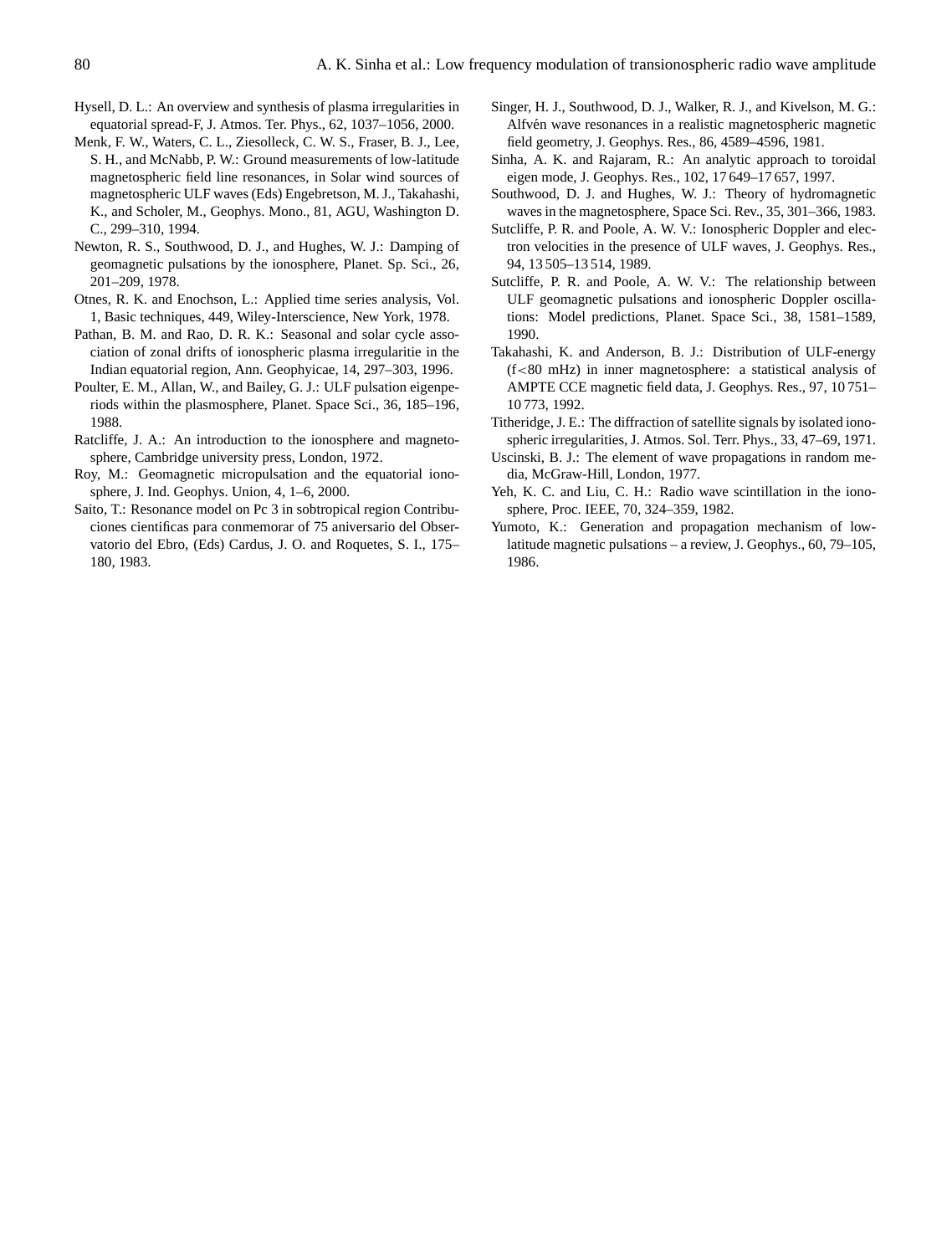Hysell, D. L.: An overview and synthesis of plasma irregularities in equatorial spread-F, J. Atmos. Ter. Phys., 62, 1037–1056, 2000.

Menk, F. W., Waters, C. L., Ziesolleck, C. W. S., Fraser, B. J., Lee, S. H., and McNabb, P. W.: Ground measurements of low-latitude magnetospheric field line resonances, in Solar wind sources of magnetospheric ULF waves (Eds) Engebretson, M. J., Takahashi, K., and Scholer, M., Geophys. Mono., 81, AGU, Washington D. C., 299–310, 1994.

Newton, R. S., Southwood, D. J., and Hughes, W. J.: Damping of geomagnetic pulsations by the ionosphere, Planet. Sp. Sci., 26, 201–209, 1978.

Otnes, R. K. and Enochson, L.: Applied time series analysis, Vol. 1, Basic techniques, 449, Wiley-Interscience, New York, 1978.

Pathan, B. M. and Rao, D. R. K.: Seasonal and solar cycle association of zonal drifts of ionospheric plasma irregularitie in the Indian equatorial region, Ann. Geophyicae, 14, 297–303, 1996.

Poulter, E. M., Allan, W., and Bailey, G. J.: ULF pulsation eigenperiods within the plasmosphere, Planet. Space Sci., 36, 185–196, 1988.

Ratcliffe, J. A.: An introduction to the ionosphere and magnetosphere, Cambridge university press, London, 1972.

Roy, M.: Geomagnetic micropulsation and the equatorial ionosphere, J. Ind. Geophys. Union, 4, 1–6, 2000.

Saito, T.: Resonance model on Pc 3 in sobtropical region Contribuciones cientificas para conmemorar of 75 aniversario del Observatorio del Ebro, (Eds) Cardus, J. O. and Roquetes, S. I., 175–180, 1983.

Singer, H. J., Southwood, D. J., Walker, R. J., and Kivelson, M. G.: Alfvén wave resonances in a realistic magnetospheric magnetic field geometry, J. Geophys. Res., 86, 4589–4596, 1981.

Sinha, A. K. and Rajaram, R.: An analytic approach to toroidal eigen mode, J. Geophys. Res., 102, 17 649–17 657, 1997.

Southwood, D. J. and Hughes, W. J.: Theory of hydromagnetic waves in the magnetosphere, Space Sci. Rev., 35, 301–366, 1983.

Sutcliffe, P. R. and Poole, A. W. V.: Ionospheric Doppler and electron velocities in the presence of ULF waves, J. Geophys. Res., 94, 13 505–13 514, 1989.

Sutcliffe, P. R. and Poole, A. W. V.: The relationship between ULF geomagnetic pulsations and ionospheric Doppler oscillations: Model predictions, Planet. Space Sci., 38, 1581–1589, 1990.

Takahashi, K. and Anderson, B. J.: Distribution of ULF-energy ($f<80$ mHz) in inner magnetosphere: a statistical analysis of AMPTE CCE magnetic field data, J. Geophys. Res., 97, 10 751–10 773, 1992.

Titheridge, J. E.: The diffraction of satellite signals by isolated ionospheric irregularities, J. Atmos. Sol. Terr. Phys., 33, 47–69, 1971.

Uscinski, B. J.: The element of wave propagations in random media, McGraw-Hill, London, 1977.

Yeh, K. C. and Liu, C. H.: Radio wave scintillation in the ionosphere, Proc. IEEE, 70, 324–359, 1982.

Yumoto, K.: Generation and propagation mechanism of low-latitude magnetic pulsations – a review, J. Geophys., 60, 79–105, 1986.